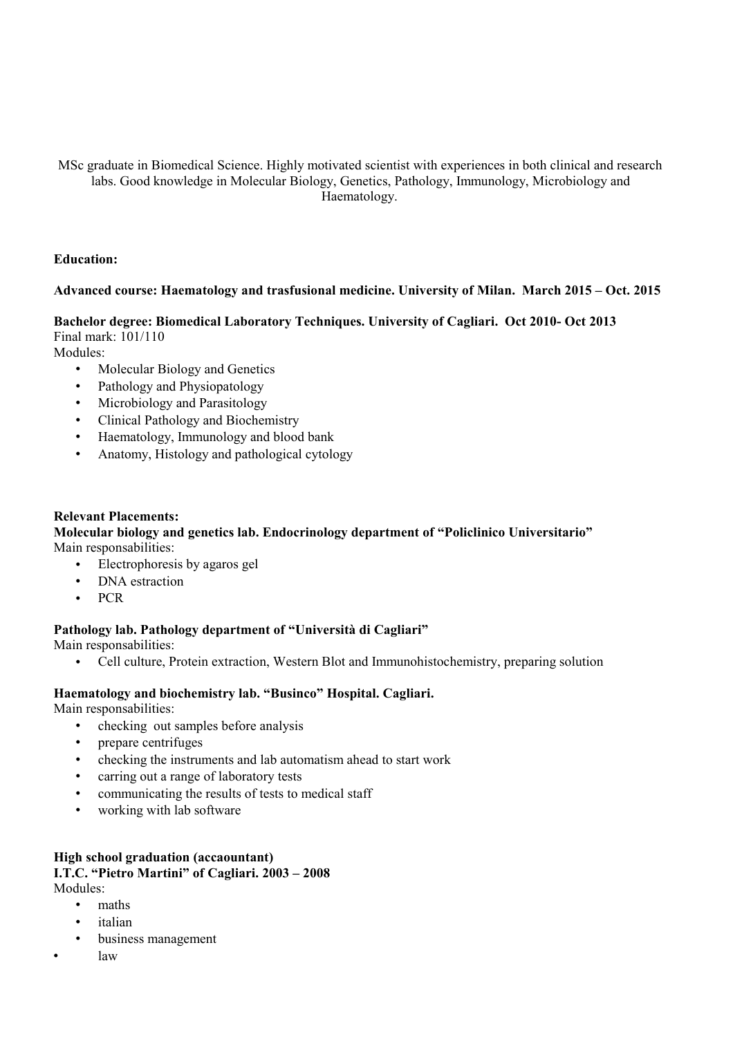MSc graduate in Biomedical Science. Highly motivated scientist with experiences in both clinical and research labs. Good knowledge in Molecular Biology, Genetics, Pathology, Immunology, Microbiology and Haematology.

**Education:**

**Advanced course: Haematology and trasfusional medicine. University of Milan. March 2015 – Oct. 2015**

**Bachelor degree: Biomedical Laboratory Techniques. University of Cagliari. Oct 2010- Oct 2013**
Final mark: 101/110
Modules:

- Molecular Biology and Genetics
- Pathology and Physiopatology
- Microbiology and Parasitology
- Clinical Pathology and Biochemistry
- Haematology, Immunology and blood bank
- Anatomy, Histology and pathological cytology

**Relevant Placements:**

**Molecular biology and genetics lab. Endocrinology department of "Policlinico Universitario"**
Main responsabilities:

- Electrophoresis by agaros gel
- DNA estraction
- PCR

**Pathology lab. Pathology department of "Università di Cagliari"**
Main responsabilities:

- Cell culture, Protein extraction, Western Blot and Immunohistochemistry, preparing solution

**Haematology and biochemistry lab. "Businco" Hospital. Cagliari.**
Main responsabilities:

- checking out samples before analysis
- prepare centrifuges
- checking the instruments and lab automatism ahead to start work
- carring out a range of laboratory tests
- communicating the results of tests to medical staff
- working with lab software

**High school graduation (accaountant)**
**I.T.C. "Pietro Martini" of Cagliari. 2003 – 2008**
Modules:

- maths
- italian
- business management
- law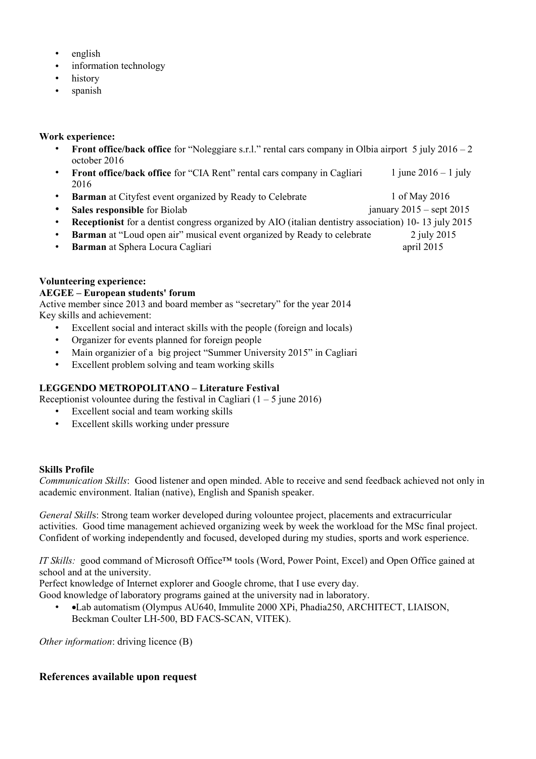- english
- information technology
- history
- spanish

**Work experience:**

- **Front office/back office** for "Noleggiare s.r.l." rental cars company in Olbia airport 5 july 2016 – 2 october 2016
- **Front office/back office** for "CIA Rent" rental cars company in Cagliari 1 june 2016 – 1 july 2016
- **Barman** at Cityfest event organized by Ready to Celebrate 1 of May 2016
- **Sales responsible** for Biolab january 2015 – sept 2015
- **Receptionist** for a dentist congress organized by AIO (italian dentistry association) 10- 13 july 2015
- **Barman** at "Loud open air" musical event organized by Ready to celebrate 2 july 2015
- **Barman** at Sphera Locura Cagliari april 2015

**Volunteering experience:**

**AEGEE – European students' forum**

Active member since 2013 and board member as "secretary" for the year 2014

Key skills and achievement:

- Excellent social and interact skills with the people (foreign and locals)
- Organizer for events planned for foreign people
- Main organizier of a big project "Summer University 2015" in Cagliari
- Excellent problem solving and team working skills

**LEGGENDO METROPOLITANO – Literature Festival**

Receptionist vollountee during the festival in Cagliari (1 – 5 june 2016)

- Excellent social and team working skills
- Excellent skills working under pressure

**Skills Profile**

*Communication Skills*: Good listener and open minded. Able to receive and send feedback achieved not only in academic environment. Italian (native), English and Spanish speaker.

*General Skills*: Strong team worker developed during vollountee project, placements and extracurricular activities. Good time management achieved organizing week by week the workload for the MSc final project. Confident of working independently and focused, developed during my studies, sports and work esperience.

*IT Skills:* good command of Microsoft Office™ tools (Word, Power Point, Excel) and Open Office gained at school and at the university.

Perfect knowledge of Internet explorer and Google chrome, that I use every day.

Good knowledge of laboratory programs gained at the university nad in laboratory.

- •Lab automatism (Olympus AU640, Immulite 2000 XPi, Phadia250, ARCHITECT, LIAISON, Beckman Coulter LH-500, BD FACS-SCAN, VITEK).

*Other information*: driving licence (B)

**References available upon request**